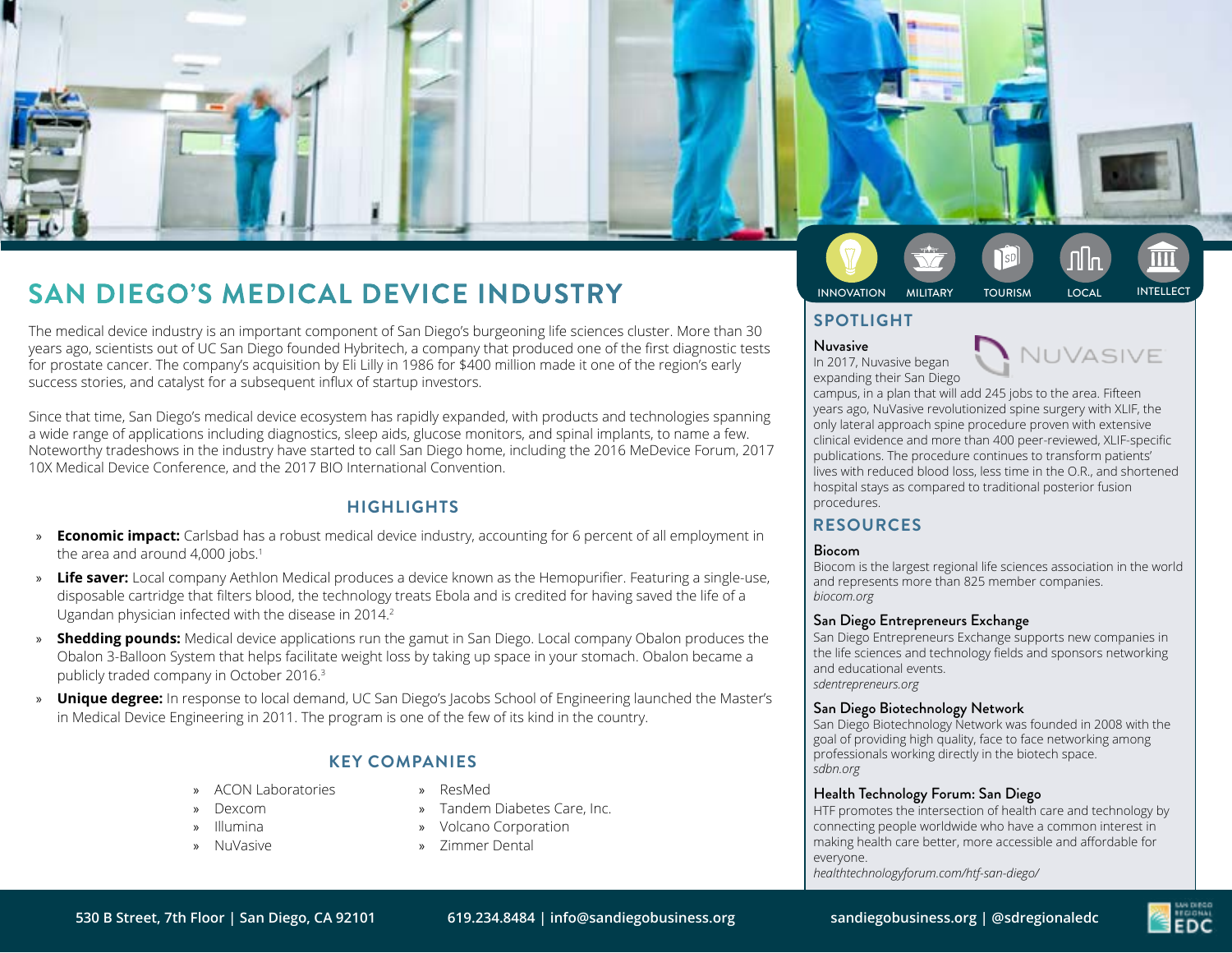INNOVATION | MILITARY | TOURISM | LOCAL | INTELLECT

# SAN DIEGO'S MEDICAL DEVICE INDUSTRY

The medical device industry is an important component of San Diego's burgeoning life sciences cluster. More than 30 years ago, scientists out of UC San Diego founded Hybritech, a company that produced one of the first diagnostic tests for prostate cancer. The company's acquisition by Eli Lilly in 1986 for $400 million made it one of the region's early success stories, and catalyst for a subsequent influx of startup investors.

Since that time, San Diego's medical device ecosystem has rapidly expanded, with products and technologies spanning a wide range of applications including diagnostics, sleep aids, glucose monitors, and spinal implants, to name a few. Noteworthy tradeshows in the industry have started to call San Diego home, including the 2016 MeDevice Forum, 2017 10X Medical Device Conference, and the 2017 BIO International Convention.

## HIGHLIGHTS

- **Economic impact:** Carlsbad has a robust medical device industry, accounting for 6 percent of all employment in the area and around 4,000 jobs.[1]
- **Life saver:** Local company Aethlon Medical produces a device known as the Hemopurifier. Featuring a single-use, disposable cartridge that filters blood, the technology treats Ebola and is credited for having saved the life of a Ugandan physician infected with the disease in 2014.[2]
- **Shedding pounds:** Medical device applications run the gamut in San Diego. Local company Obalon produces the Obalon 3-Balloon System that helps facilitate weight loss by taking up space in your stomach. Obalon became a publicly traded company in October 2016.[3]
- **Unique degree:** In response to local demand, UC San Diego's Jacobs School of Engineering launched the Master's in Medical Device Engineering in 2011. The program is one of the few of its kind in the country.

## KEY COMPANIES

- ACON Laboratories
- Dexcom
- Illumina
- NuVasive
- ResMed
- Tandem Diabetes Care, Inc.
- Volcano Corporation
- Zimmer Dental

## SPOTLIGHT

### Nuvasive

NUVASIVE

In 2017, Nuvasive began expanding their San Diego campus, in a plan that will add 245 jobs to the area. Fifteen years ago, NuVasive revolutionized spine surgery with XLIF, the only lateral approach spine procedure proven with extensive clinical evidence and more than 400 peer-reviewed, XLIF-specific publications. The procedure continues to transform patients' lives with reduced blood loss, less time in the O.R., and shortened hospital stays as compared to traditional posterior fusion procedures.

## RESOURCES

### Biocom

Biocom is the largest regional life sciences association in the world and represents more than 825 member companies.
*biocom.org*

### San Diego Entrepreneurs Exchange

San Diego Entrepreneurs Exchange supports new companies in the life sciences and technology fields and sponsors networking and educational events.
*sdentrepreneurs.org*

### San Diego Biotechnology Network

San Diego Biotechnology Network was founded in 2008 with the goal of providing high quality, face to face networking among professionals working directly in the biotech space.
*sdbn.org*

### Health Technology Forum: San Diego

HTF promotes the intersection of health care and technology by connecting people worldwide who have a common interest in making health care better, more accessible and affordable for everyone.
*healthtechnologyforum.com/htf-san-diego/*

530 B Street, 7th Floor | San Diego, CA 92101 | 619.234.8484 | info@sandiegobusiness.org | sandiegobusiness.org | @sdregionaledc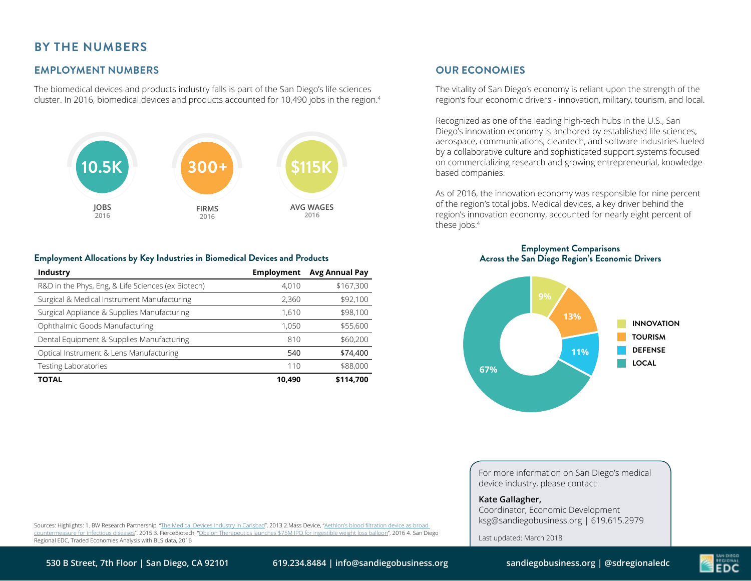# BY THE NUMBERS

## EMPLOYMENT NUMBERS

The biomedical devices and products industry falls is part of the San Diego's life sciences cluster. In 2016, biomedical devices and products accounted for 10,490 jobs in the region.[4]

10.5K
JOBS
2016

300+
FIRMS
2016

$115K
AVG WAGES
2016

### Employment Allocations by Key Industries in Biomedical Devices and Products

| Industry | Employment | Avg Annual Pay |
|---|---|---|
| R&D in the Phys, Eng, & Life Sciences (ex Biotech) | 4,010 | $167,300 |
| Surgical & Medical Instrument Manufacturing | 2,360 | $92,100 |
| Surgical Appliance & Supplies Manufacturing | 1,610 | $98,100 |
| Ophthalmic Goods Manufacturing | 1,050 | $55,600 |
| Dental Equipment & Supplies Manufacturing | 810 | $60,200 |
| Optical Instrument & Lens Manufacturing | 540 | $74,400 |
| Testing Laboratories | 110 | $88,000 |
| **TOTAL** | **10,490** | **$114,700** |

## OUR ECONOMIES

The vitality of San Diego's economy is reliant upon the strength of the region's four economic drivers - innovation, military, tourism, and local.

Recognized as one of the leading high-tech hubs in the U.S., San Diego's innovation economy is anchored by established life sciences, aerospace, communications, cleantech, and software industries fueled by a collaborative culture and sophisticated support systems focused on commercializing research and growing entrepreneurial, knowledge-based companies.

As of 2016, the innovation economy was responsible for nine percent of the region's total jobs. Medical devices, a key driver behind the region's innovation economy, accounted for nearly eight percent of these jobs.[4]

**Employment Comparisons Across the San Diego Region's Economic Drivers**

9%
13%
11%
67%

INNOVATION
TOURISM
DEFENSE
LOCAL

For more information on San Diego's medical device industry, please contact:

**Kate Gallagher,**
Coordinator, Economic Development
ksg@sandiegobusiness.org | 619.615.2979

Last updated: March 2018

Sources: Highlights: 1. BW Research Partnership, "The Medical Devices Industry in Carlsbad", 2013 2.Mass Device, "Aethlon's blood filtration device as broad countermeasure for infectious diseases", 2015 3. FierceBiotech, "Obalon Therapeutics launches $75M IPO for ingestible weight loss balloon", 2016 4. San Diego Regional EDC, Traded Economies Analysis with BLS data, 2016

530 B Street, 7th Floor | San Diego, CA 92101 619.234.8484 | info@sandiegobusiness.org sandiegobusiness.org | @sdregionaledc